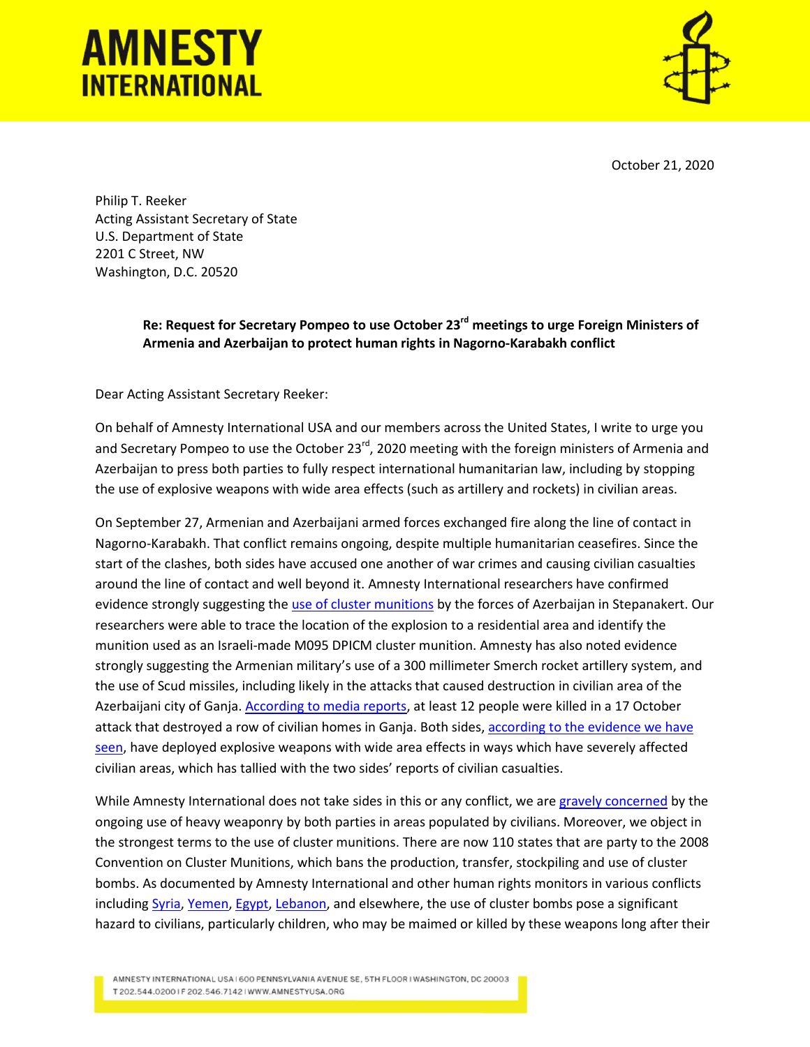# AMNESTY INTERNATIONAL

October 21, 2020

Philip T. Reeker
Acting Assistant Secretary of State
U.S. Department of State
2201 C Street, NW
Washington, D.C. 20520

**Re: Request for Secretary Pompeo to use October 23rd meetings to urge Foreign Ministers of Armenia and Azerbaijan to protect human rights in Nagorno-Karabakh conflict**

Dear Acting Assistant Secretary Reeker:

On behalf of Amnesty International USA and our members across the United States, I write to urge you and Secretary Pompeo to use the October 23rd, 2020 meeting with the foreign ministers of Armenia and Azerbaijan to press both parties to fully respect international humanitarian law, including by stopping the use of explosive weapons with wide area effects (such as artillery and rockets) in civilian areas.

On September 27, Armenian and Azerbaijani armed forces exchanged fire along the line of contact in Nagorno-Karabakh. That conflict remains ongoing, despite multiple humanitarian ceasefires. Since the start of the clashes, both sides have accused one another of war crimes and causing civilian casualties around the line of contact and well beyond it. Amnesty International researchers have confirmed evidence strongly suggesting the use of cluster munitions by the forces of Azerbaijan in Stepanakert. Our researchers were able to trace the location of the explosion to a residential area and identify the munition used as an Israeli-made M095 DPICM cluster munition. Amnesty has also noted evidence strongly suggesting the Armenian military's use of a 300 millimeter Smerch rocket artillery system, and the use of Scud missiles, including likely in the attacks that caused destruction in civilian area of the Azerbaijani city of Ganja. According to media reports, at least 12 people were killed in a 17 October attack that destroyed a row of civilian homes in Ganja. Both sides, according to the evidence we have seen, have deployed explosive weapons with wide area effects in ways which have severely affected civilian areas, which has tallied with the two sides' reports of civilian casualties.

While Amnesty International does not take sides in this or any conflict, we are gravely concerned by the ongoing use of heavy weaponry by both parties in areas populated by civilians. Moreover, we object in the strongest terms to the use of cluster munitions. There are now 110 states that are party to the 2008 Convention on Cluster Munitions, which bans the production, transfer, stockpiling and use of cluster bombs. As documented by Amnesty International and other human rights monitors in various conflicts including Syria, Yemen, Egypt, Lebanon, and elsewhere, the use of cluster bombs pose a significant hazard to civilians, particularly children, who may be maimed or killed by these weapons long after their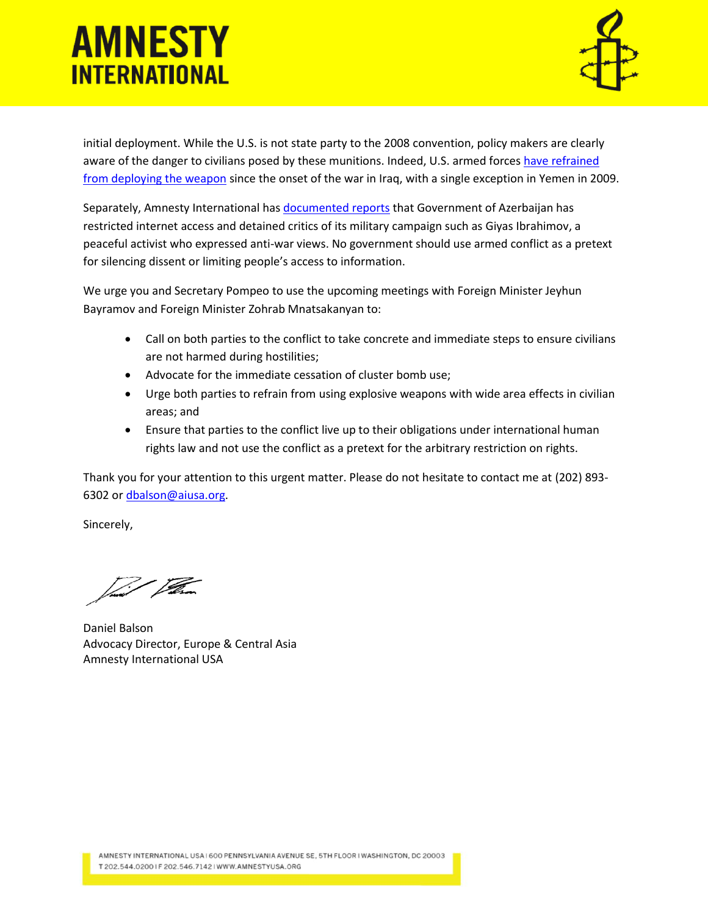initial deployment. While the U.S. is not state party to the 2008 convention, policy makers are clearly aware of the danger to civilians posed by these munitions. Indeed, U.S. armed forces have refrained from deploying the weapon since the onset of the war in Iraq, with a single exception in Yemen in 2009.

Separately, Amnesty International has documented reports that Government of Azerbaijan has restricted internet access and detained critics of its military campaign such as Giyas Ibrahimov, a peaceful activist who expressed anti-war views. No government should use armed conflict as a pretext for silencing dissent or limiting people's access to information.

We urge you and Secretary Pompeo to use the upcoming meetings with Foreign Minister Jeyhun Bayramov and Foreign Minister Zohrab Mnatsakanyan to:

- Call on both parties to the conflict to take concrete and immediate steps to ensure civilians are not harmed during hostilities;
- Advocate for the immediate cessation of cluster bomb use;
- Urge both parties to refrain from using explosive weapons with wide area effects in civilian areas; and
- Ensure that parties to the conflict live up to their obligations under international human rights law and not use the conflict as a pretext for the arbitrary restriction on rights.

Thank you for your attention to this urgent matter. Please do not hesitate to contact me at (202) 893-6302 or dbalson@aiusa.org.

Sincerely,

Daniel Balson
Advocacy Director, Europe & Central Asia
Amnesty International USA